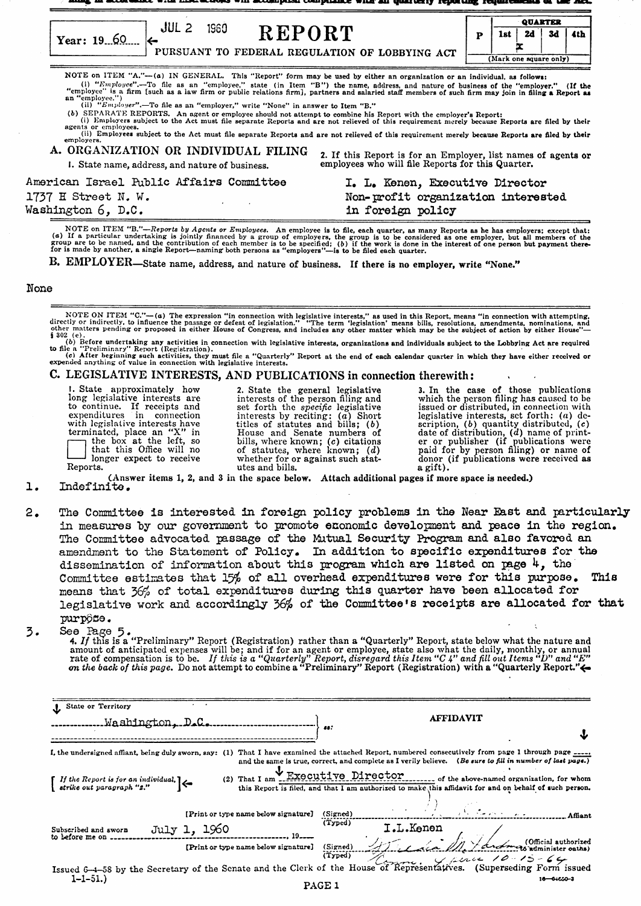Year: 19 60 — JUL 2 1960

# REPORT

PURSUANT TO FEDERAL REGULATION OF LOBBYING ACT

| P | QUARTER | | | |
|---|---|---|---|---|
| | 1st | 2d | 3d | 4th |
| | | x | | |

(Mark one square only)

NOTE on ITEM "A."—(a) IN GENERAL. This "Report" form may be used by either an organization or an individual, as follows:
(i) "Employee".—To file as an "employee," state (in Item "B") the name, address, and nature of business of the "employer." (If the "employee" is a firm [such as a law firm or public relations firm], partners and salaried staff members of such firm may join in filing a Report as an "employee.")
(ii) "Employer".—To file as an "employer," write "None" in answer to Item "B."
(b) SEPARATE REPORTS. An agent or employee should not attempt to combine his Report with the employer's Report:
(i) Employers subject to the Act must file separate Reports and are not relieved of this requirement merely because Reports are filed by their agents or employees.
(ii) Employees subject to the Act must file separate Reports and are not relieved of this requirement merely because Reports are filed by their employers.

## A. ORGANIZATION OR INDIVIDUAL FILING

1. State name, address, and nature of business.

American Israel Public Affairs Committee
1737 H Street N. W.
Washington 6, D.C.

Non-profit organization interested in foreign policy

2. If this Report is for an Employer, list names of agents or employees who will file Reports for this Quarter.

I. L. Kenen, Executive Director

NOTE on ITEM "B."—Reports by Agents or Employees. An employee is to file, each quarter, as many Reports as he has employers; except that: (a) If a particular undertaking is jointly financed by a group of employers, the group is to be considered as one employer, but all members of the group are to be named, and the contribution of each member is to be specified; (b) if the work is done in the interest of one person but payment therefor is made by another, a single Report—naming both persons as "employers"—is to be filed each quarter.

## B. EMPLOYER—State name, address, and nature of business. If there is no employer, write "None."

None

NOTE ON ITEM "C."—(a) The expression "in connection with legislative interests," as used in this Report, means "in connection with attempting, directly or indirectly, to influence the passage or defeat of legislation." "The term 'legislation' means bills, resolutions, amendments, nominations, and other matters pending or proposed in either House of Congress, and includes any other matter which may be the subject of action by either House"—§ 302 (e).
(b) Before undertaking any activities in connection with legislative interests, organizations and individuals subject to the Lobbying Act are required to file a "Preliminary" Report (Registration).
(c) After beginning such activities, they must file a "Quarterly" Report at the end of each calendar quarter in which they have either received or expended anything of value in connection with legislative interests.

## C. LEGISLATIVE INTERESTS, AND PUBLICATIONS in connection therewith:

1. State approximately how long legislative interests are to continue. If receipts and expenditures in connection with legislative interests have terminated, place an "X" in the box at the left, so that this Office will no longer expect to receive Reports.

2. State the general legislative interests of the person filing and set forth the *specific* legislative interests by reciting: (a) Short titles of statutes and bills; (b) House and Senate numbers of bills, where known; (c) citations of statutes, where known; (d) whether for or against such statutes and bills.

3. In the case of those publications which the person filing has caused to be issued or distributed, in connection with legislative interests, set forth: (a) description, (b) quantity distributed, (c) date of distribution, (d) name of printer or publisher (if publications were paid for by person filing) or name of donor (if publications were received as a gift).

(Answer items 1, 2, and 3 in the space below. Attach additional pages if more space is needed.)

1. Indefinite.

2. The Committee is interested in foreign policy problems in the Near East and particularly in measures by our government to promote economic development and peace in the region. The Committee advocated passage of the Mutual Security Program and also favored an amendment to the Statement of Policy. In addition to specific expenditures for the dissemination of information about this program which are listed on page 4, the Committee estimates that 15% of all overhead expenditures were for this purpose. This means that 36% of total expenditures during this quarter have been allocated for legislative work and accordingly 36% of the Committee's receipts are allocated for that purpose.

3. See Page 5.

4. *If* this is a "Preliminary" Report (Registration) rather than a "Quarterly" Report, state below what the nature and amount of anticipated expenses will be; and if for an agent or employee, state also what the daily, monthly, or annual rate of compensation is to be. *If this is a "Quarterly" Report, disregard this Item "C 4" and fill out Items "D" and "E" on the back of this page.* Do not attempt to combine a "Preliminary" Report (Registration) with a "Quarterly Report."

State or Territory: Washington, D.C. } ss:

**AFFIDAVIT**

I, the undersigned affiant, being duly sworn, say: (1) That I have examined the attached Report, numbered consecutively from page 1 through page ____, and the same is true, correct, and complete as I verily believe. (*Be sure to fill in number of last page.*)

[ *If the Report is for an individual, strike out paragraph "2."* ]

(2) That I am Executive Director of the above-named organization, for whom this Report is filed, and that I am authorized to make this affidavit for and on behalf of such person.

(Signed) ____________ Affiant
(Typed) I.L.Kenen

Subscribed and sworn to before me on July 1, 1960

(Signed) ____________ (Official authorized to administer oaths)
(Typed) Comm. expires 10-15-64

Issued 6-4-58 by the Secretary of the Senate and the Clerk of the House of Representatives. (Superseding Form issued 1-1-51.)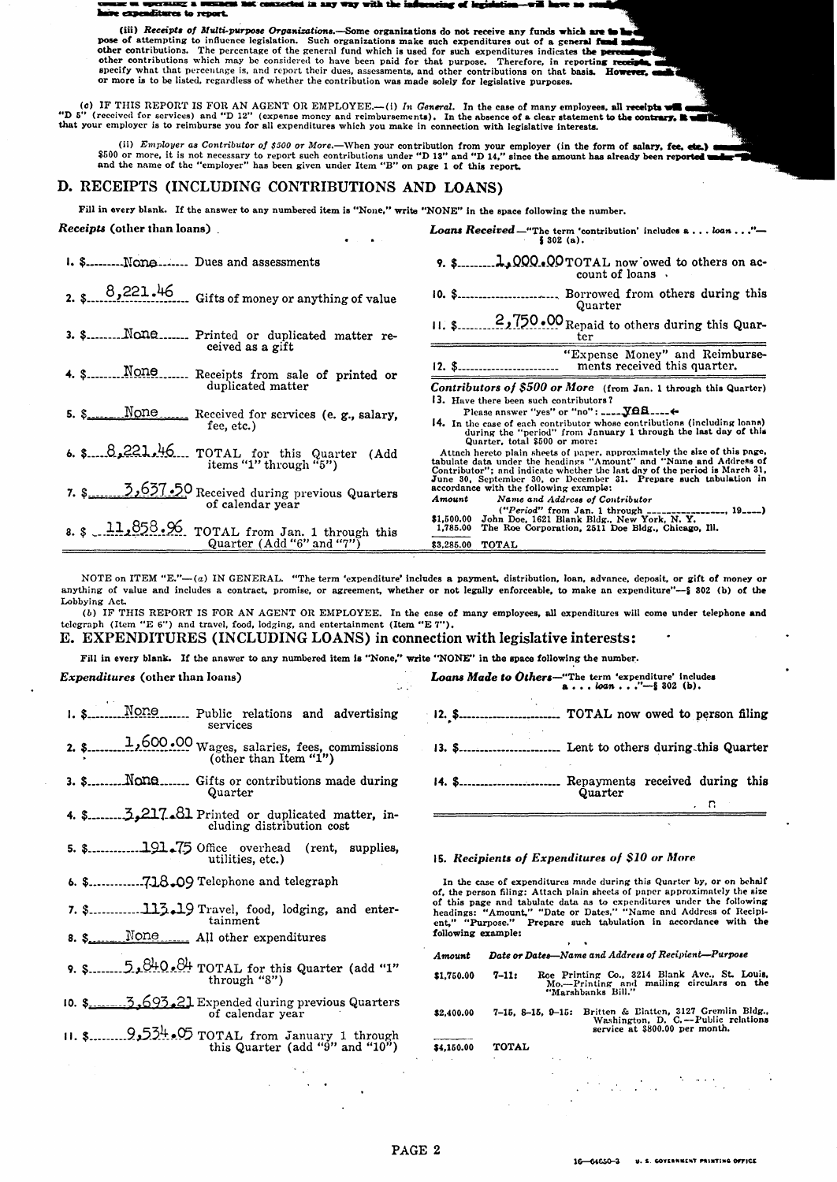...ing a business not connected in any way with the influencing of legislation—will have no ... have expenditures to report.

(iii) *Receipts of Multi-purpose Organizations.*—Some organizations do not receive any funds which are to be ... pose of attempting to influence legislation. Such organizations make such expenditures out of a general fund ... other contributions. The percentage of the general fund which is used for such expenditures indicates the percentage ... other contributions which may be considered to have been paid for that purpose. Therefore, in reporting receipts, ... specify what that percentage is, and report their dues, assessments, and other contributions on that basis. However, each ... or more is to be listed, regardless of whether the contribution was made solely for legislative purposes.

(c) IF THIS REPORT IS FOR AN AGENT OR EMPLOYEE.—(i) *In General.* In the case of many employees, all receipts will ... "D 5" (received for services) and "D 12" (expense money and reimbursements). In the absence of a clear statement to the contrary, it will ... that your employer is to reimburse you for all expenditures which you make in connection with legislative interests.

(ii) *Employer as Contributor of $500 or More.*—When your contribution from your employer (in the form of salary, fee, etc.) ... $500 or more, it is not necessary to report such contributions under "D 13" and "D 14," since the amount has already been reported under ... and the name of the "employer" has been given under Item "B" on page 1 of this report.

## D. RECEIPTS (INCLUDING CONTRIBUTIONS AND LOANS)

Fill in every blank. If the answer to any numbered item is "None," write "NONE" in the space following the number.

***Receipts*** **(other than loans)**

1. $ None Dues and assessments
2. $ 8,221.46 Gifts of money or anything of value
3. $ None Printed or duplicated matter received as a gift
4. $ None Receipts from sale of printed or duplicated matter
5. $ None Received for services (e. g., salary, fee, etc.)
6. $ 8,221.46 TOTAL for this Quarter (Add items "1" through "5")
7. $ 3,637.50 Received during previous Quarters of calendar year
8. $ 11,858.96 TOTAL from Jan. 1 through this Quarter (Add "6" and "7")

***Loans Received***—"The term 'contribution' includes a . . . *loan* . . ."—§ 302 (a).

9. $ 1,000.00 TOTAL now owed to others on account of loans
10. $ ______ Borrowed from others during this Quarter
11. $ 2,750.00 Repaid to others during this Quarter
12. $ ______ "Expense Money" and Reimbursements received this quarter.

***Contributors of $500 or More*** (from Jan. 1 through this Quarter)

13. Have there been such contributors?
 Please answer "yes" or "no": yes
14. In the case of each contributor whose contributions (including loans) during the "period" from January 1 through the last day of this Quarter, total $500 or more:

Attach hereto plain sheets of paper, approximately the size of this page, tabulate data under the headings "Amount" and "Name and Address of Contributor"; and indicate whether the last day of the period is March 31, June 30, September 30, or December 31. Prepare such tabulation in accordance with the following example:

| *Amount* | *Name and Address of Contributor* |
|---|---|
| | ("*Period*" from Jan. 1 through ______________, 19___) |
| $1,500.00 | John Doe, 1621 Blank Bldg., New York, N. Y. |
| 1,785.00 | The Roe Corporation, 2511 Doe Bldg., Chicago, Ill. |
| $3,285.00 | TOTAL |

NOTE on ITEM "E."—(a) IN GENERAL. "The term 'expenditure' includes a payment, distribution, loan, advance, deposit, or gift of money or anything of value and includes a contract, promise, or agreement, whether or not legally enforceable, to make an expenditure"—§ 302 (b) of the Lobbying Act.

(b) IF THIS REPORT IS FOR AN AGENT OR EMPLOYEE. In the case of many employees, all expenditures will come under telephone and telegraph (Item "E 6") and travel, food, lodging, and entertainment (Item "E 7").

## E. EXPENDITURES (INCLUDING LOANS) in connection with legislative interests:

Fill in every blank. If the answer to any numbered item is "None," write "NONE" in the space following the number.

***Expenditures*** **(other than loans)**

1. $ None Public relations and advertising services
2. $ 1,600.00 Wages, salaries, fees, commissions (other than Item "1")
3. $ None Gifts or contributions made during Quarter
4. $ 3,217.81 Printed or duplicated matter, including distribution cost
5. $ 191.75 Office overhead (rent, supplies, utilities, etc.)
6. $ 718.09 Telephone and telegraph
7. $ 113.19 Travel, food, lodging, and entertainment
8. $ None All other expenditures
9. $ 5,840.84 TOTAL for this Quarter (add "1" through "8")
10. $ 3,693.21 Expended during previous Quarters of calendar year
11. $ 9,534.05 TOTAL from January 1 through this Quarter (add "9" and "10")

***Loans Made to Others***—"The term 'expenditure' includes a . . . *loan* . . ."—§ 302 (b).

12. $ ______ TOTAL now owed to person filing
13. $ ______ Lent to others during this Quarter
14. $ ______ Repayments received during this Quarter

15. ***Recipients of Expenditures of $10 or More***

In the case of expenditures made during this Quarter by, or on behalf of, the person filing: Attach plain sheets of paper approximately the size of this page and tabulate data as to expenditures under the following headings: "Amount," "Date or Dates," "Name and Address of Recipient," "Purpose." Prepare such tabulation in accordance with the following example:

| *Amount* | *Date or Dates—Name and Address of Recipient—Purpose* |
|---|---|
| $1,750.00 | 7-11: Roe Printing Co., 3214 Blank Ave., St. Louis, Mo.—Printing and mailing circulars on the "Marshbanks Bill." |
| $2,400.00 | 7-15, 8-15, 9-15: Britten & Blatten, 3127 Gremlin Bldg., Washington, D. C.—Public relations service at $800.00 per month. |
| $4,150.00 | TOTAL |

16—64050-3 U. S. GOVERNMENT PRINTING OFFICE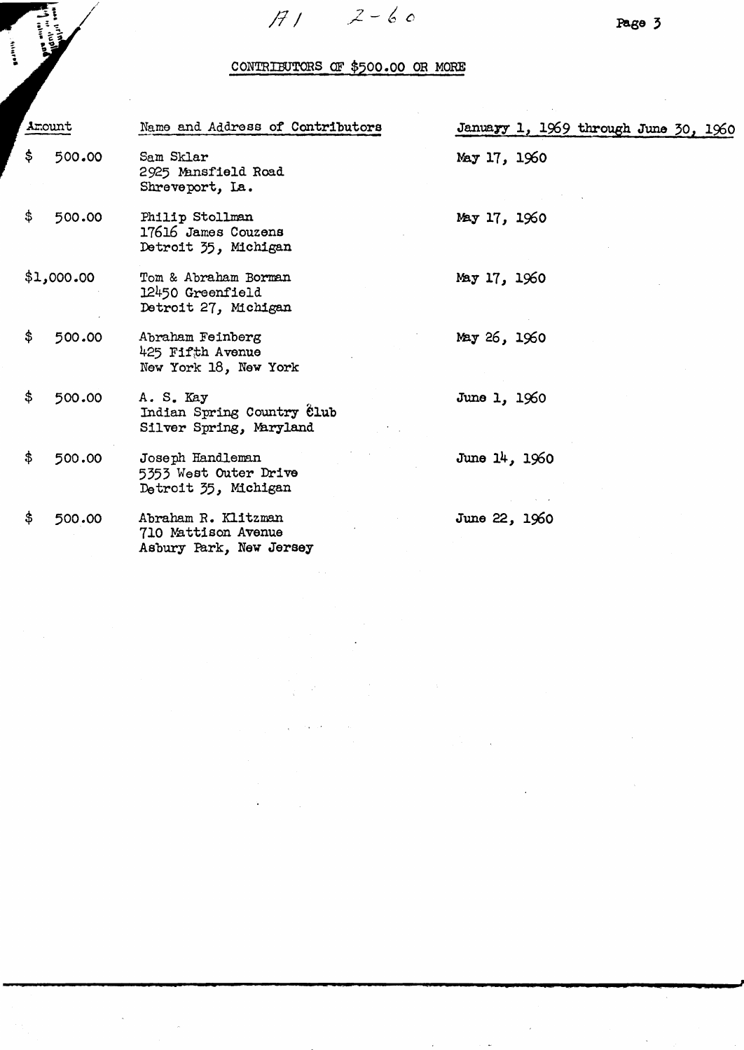A1 2-60

## CONTRIBUTORS OF $500.00 OR MORE

| Amount | Name and Address of Contributors | January 1, 1969 through June 30, 1960 |
|---|---|---|
| $ 500.00 | Sam Sklar<br>2925 Mansfield Road<br>Shreveport, La. | May 17, 1960 |
| $ 500.00 | Philip Stollman<br>17616 James Couzens<br>Detroit 35, Michigan | May 17, 1960 |
| $1,000.00 | Tom & Abraham Borman<br>12450 Greenfield<br>Detroit 27, Michigan | May 17, 1960 |
| $ 500.00 | Abraham Feinberg<br>425 Fifth Avenue<br>New York 18, New York | May 26, 1960 |
| $ 500.00 | A. S. Kay<br>Indian Spring Country Club<br>Silver Spring, Maryland | June 1, 1960 |
| $ 500.00 | Joseph Handleman<br>5353 West Outer Drive<br>Detroit 35, Michigan | June 14, 1960 |
| $ 500.00 | Abraham R. Klitzman<br>710 Mattison Avenue<br>Asbury Park, New Jersey | June 22, 1960 |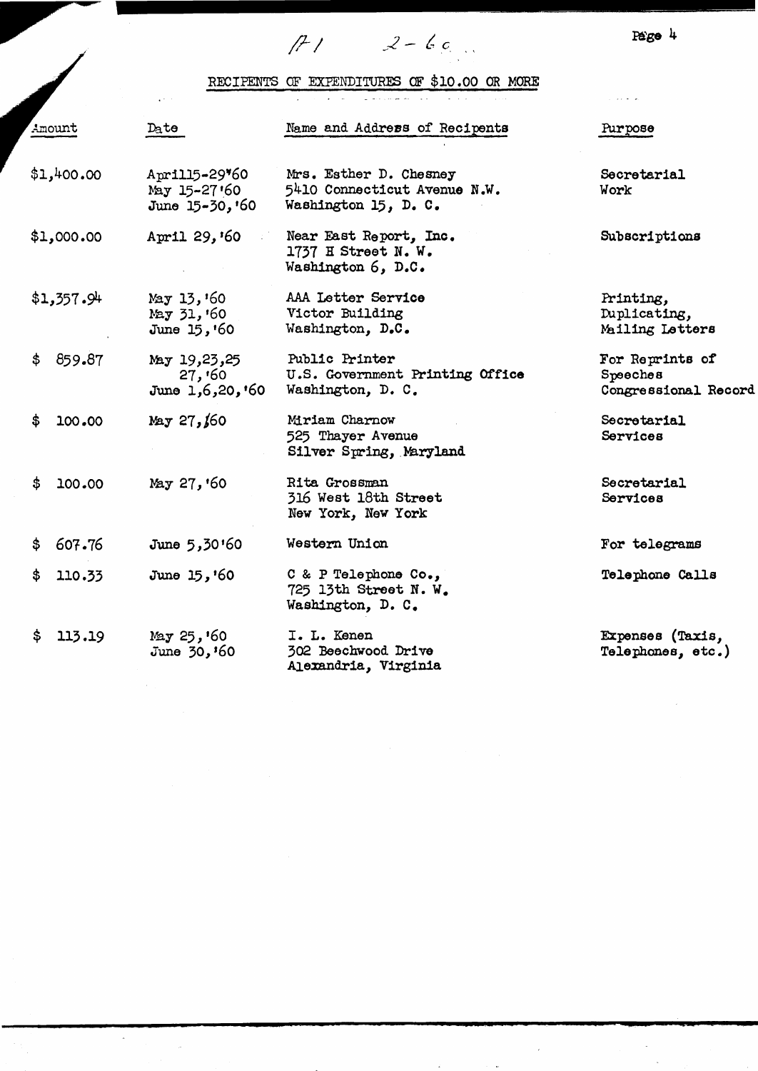A1 2-60

## RECIPENTS OF EXPENDITURES OF $10.00 OR MORE

| Amount | Date | Name and Address of Recipents | Purpose |
|---|---|---|---|
| $1,400.00 | April15-29'60<br>May 15-27'60<br>June 15-30,'60 | Mrs. Esther D. Chesney<br>5410 Connecticut Avenue N.W.<br>Washington 15, D. C. | Secretarial Work |
| $1,000.00 | April 29,'60 | Near East Report, Inc.<br>1737 H Street N. W.<br>Washington 6, D.C. | Subscriptions |
| $1,357.94 | May 13,'60<br>May 31,'60<br>June 15,'60 | AAA Letter Service<br>Victor Building<br>Washington, D.C. | Printing, Duplicating, Mailing Letters |
| $ 859.87 | May 19,23,25<br>27,'60<br>June 1,6,20,'60 | Public Printer<br>U.S. Government Printing Office<br>Washington, D. C. | For Reprints of Speeches Congressional Record |
| $ 100.00 | May 27,'60 | Miriam Charnow<br>525 Thayer Avenue<br>Silver Spring, Maryland | Secretarial Services |
| $ 100.00 | May 27,'60 | Rita Grossman<br>316 West 18th Street<br>New York, New York | Secretarial Services |
| $ 607.76 | June 5,30'60 | Western Union | For telegrams |
| $ 110.33 | June 15,'60 | C & P Telephone Co.,<br>725 13th Street N. W.<br>Washington, D. C. | Telephone Calls |
| $ 113.19 | May 25,'60<br>June 30,'60 | I. L. Kenen<br>302 Beechwood Drive<br>Alexandria, Virginia | Expenses (Taxis, Telephones, etc.) |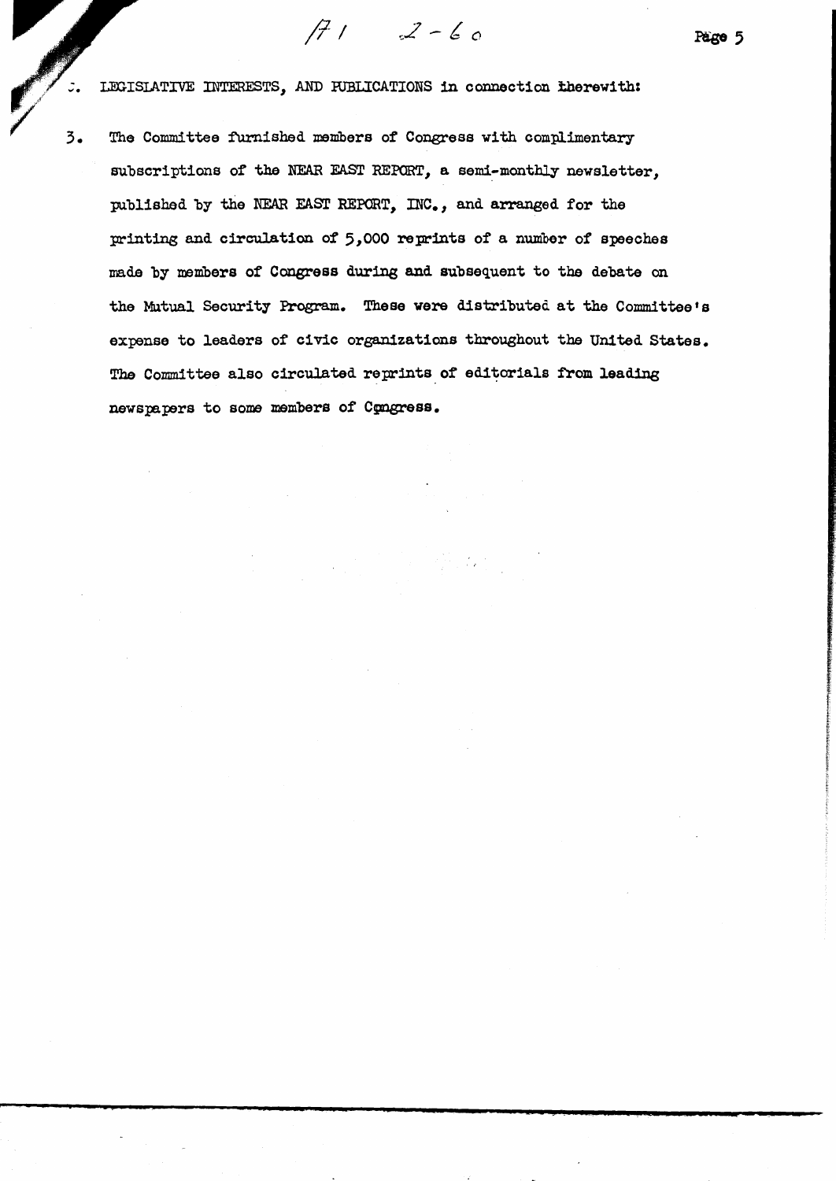C. LEGISLATIVE INTERESTS, AND PUBLICATIONS in connection therewith:

3. The Committee furnished members of Congress with complimentary subscriptions of the NEAR EAST REPORT, a semi-monthly newsletter, published by the NEAR EAST REPORT, INC., and arranged for the printing and circulation of 5,000 reprints of a number of speeches made by members of Congress during and subsequent to the debate on the Mutual Security Program. These were distributed at the Committee's expense to leaders of civic organizations throughout the United States. The Committee also circulated reprints of editorials from leading newspapers to some members of Congress.